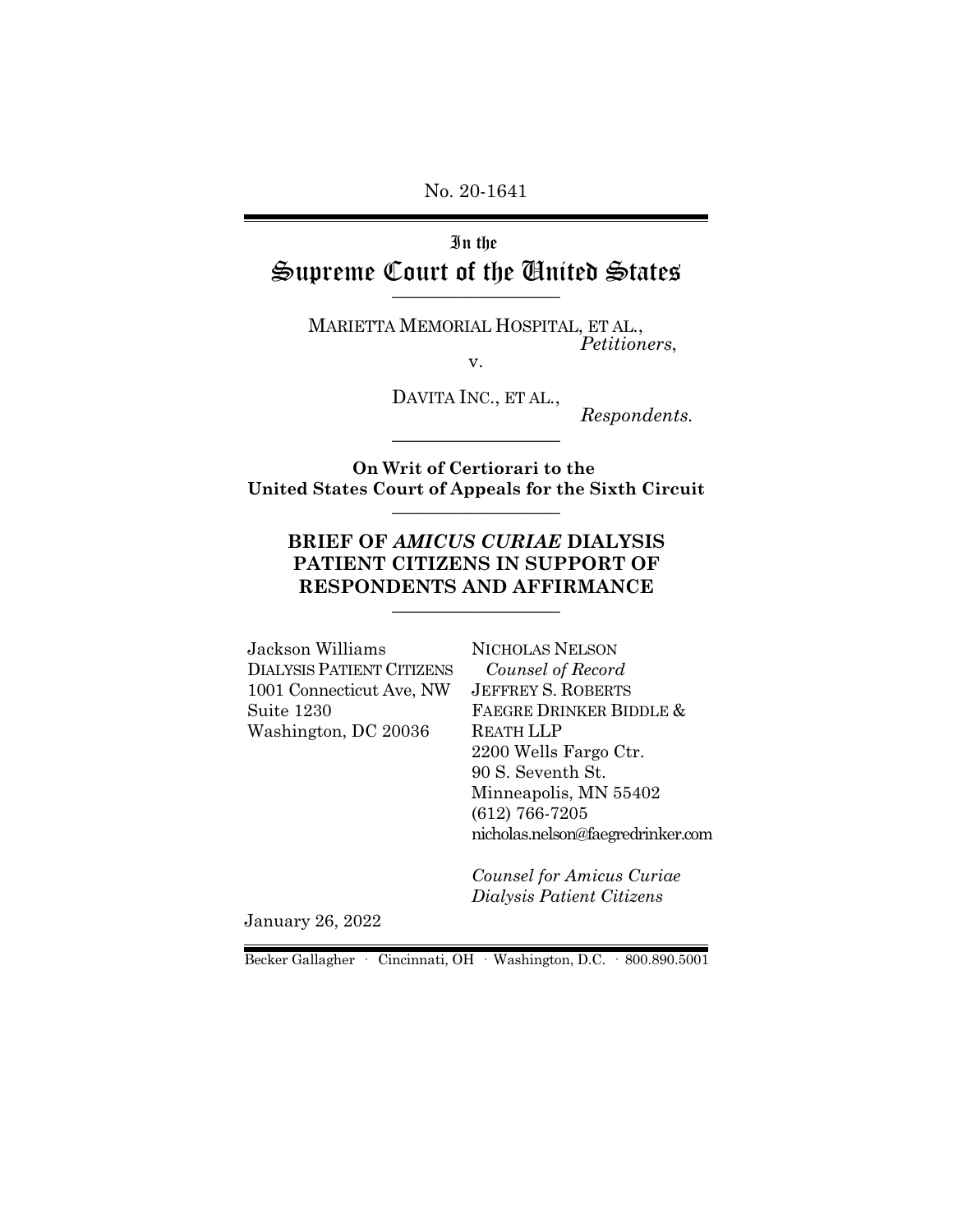No. 20-1641

# In the Supreme Court of the United States

---

MARIETTA MEMORIAL HOSPITAL, ET AL.,
*Petitioners*,

v.

DAVITA INC., ET AL.,
*Respondents.*

---

**On Writ of Certiorari to the United States Court of Appeals for the Sixth Circuit**

---

## BRIEF OF *AMICUS CURIAE* DIALYSIS PATIENT CITIZENS IN SUPPORT OF RESPONDENTS AND AFFIRMANCE

---

Jackson Williams
DIALYSIS PATIENT CITIZENS
1001 Connecticut Ave, NW
Suite 1230
Washington, DC 20036

NICHOLAS NELSON
*Counsel of Record*
JEFFREY S. ROBERTS
FAEGRE DRINKER BIDDLE & REATH LLP
2200 Wells Fargo Ctr.
90 S. Seventh St.
Minneapolis, MN 55402
(612) 766-7205
nicholas.nelson@faegredrinker.com

*Counsel for Amicus Curiae Dialysis Patient Citizens*

January 26, 2022

Becker Gallagher · Cincinnati, OH · Washington, D.C. · 800.890.5001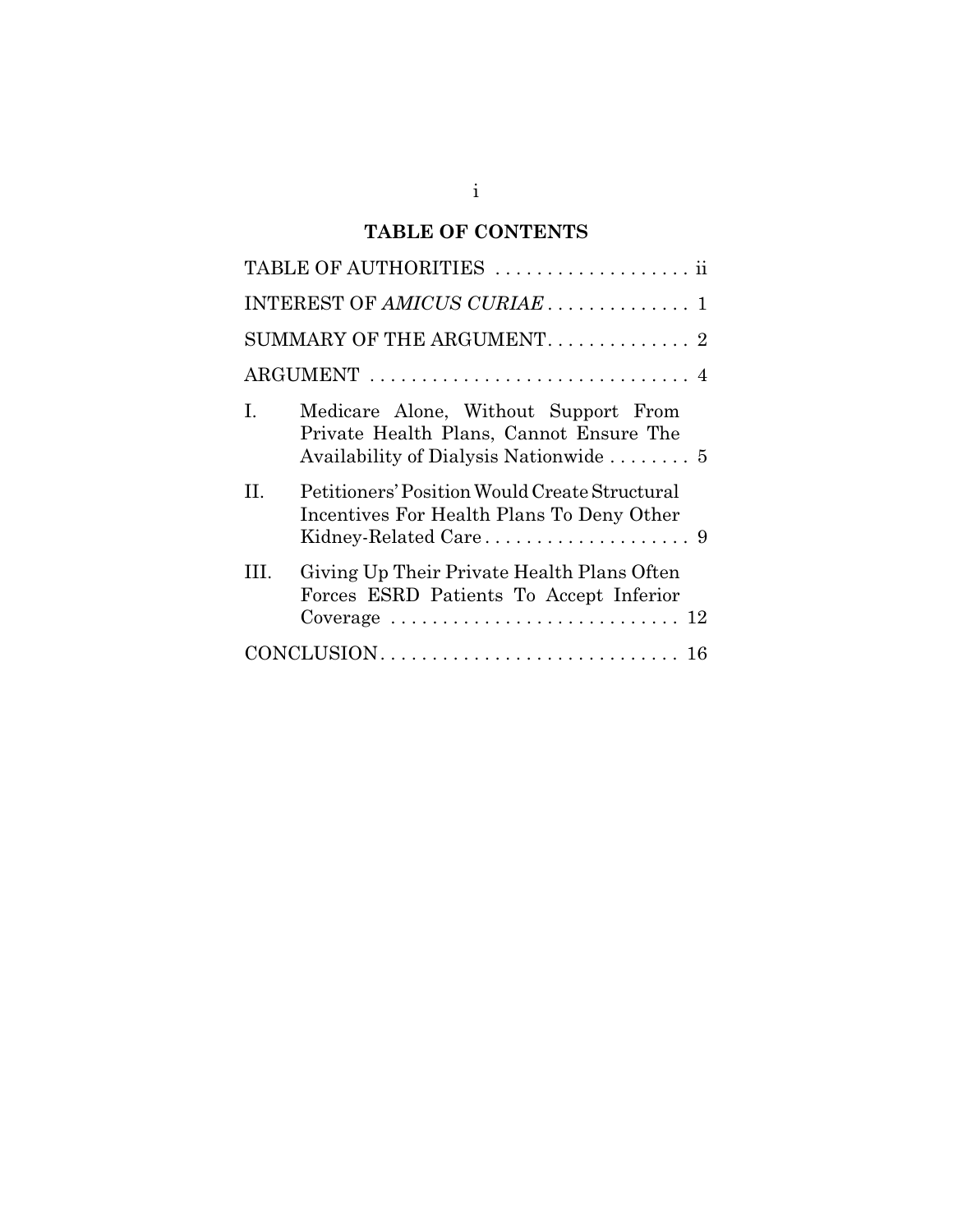## TABLE OF CONTENTS

| | | |
|---|---|---|
| TABLE OF AUTHORITIES | | ii |
| INTEREST OF *AMICUS CURIAE* | | 1 |
| SUMMARY OF THE ARGUMENT | | 2 |
| ARGUMENT | | 4 |
| I. | Medicare Alone, Without Support From Private Health Plans, Cannot Ensure The Availability of Dialysis Nationwide | 5 |
| II. | Petitioners' Position Would Create Structural Incentives For Health Plans To Deny Other Kidney-Related Care | 9 |
| III. | Giving Up Their Private Health Plans Often Forces ESRD Patients To Accept Inferior Coverage | 12 |
| CONCLUSION | | 16 |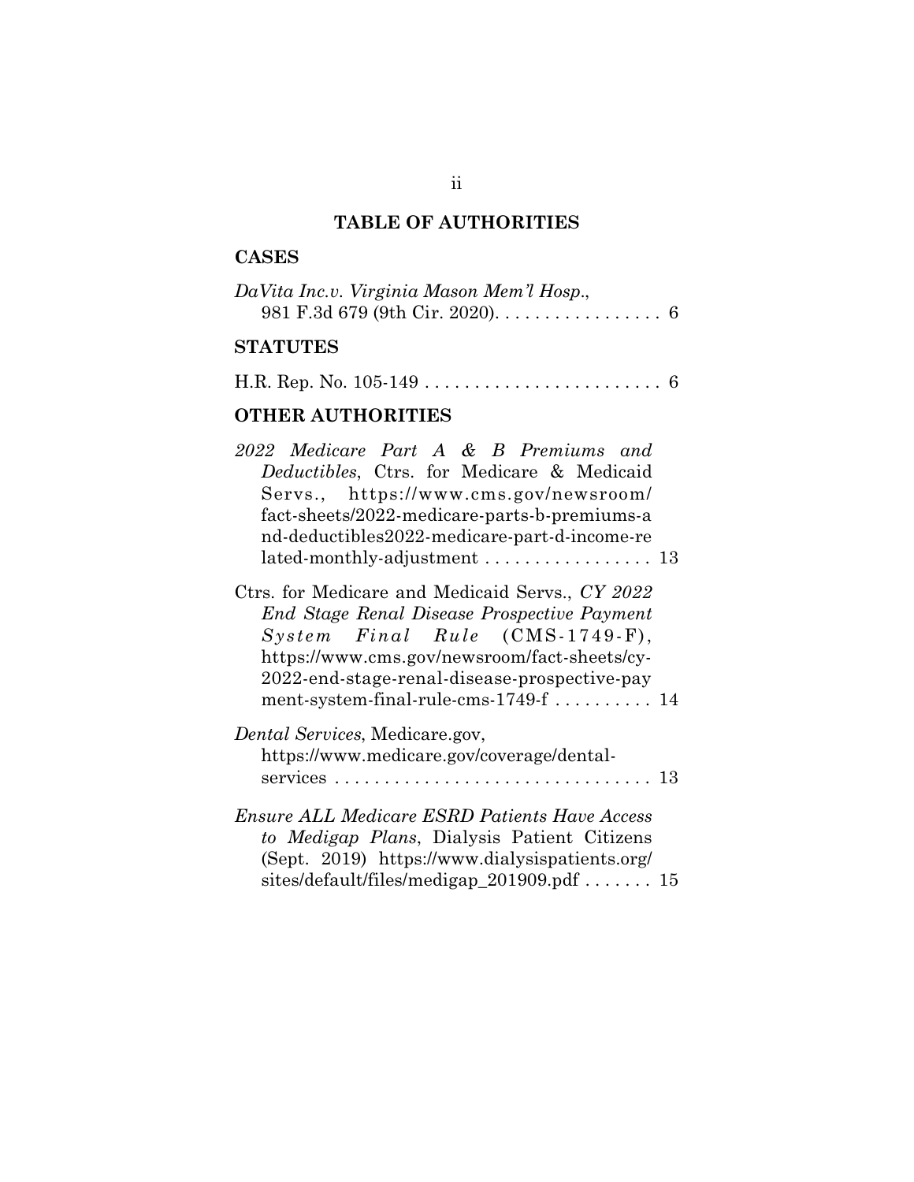## TABLE OF AUTHORITIES

### CASES

*DaVita Inc.v. Virginia Mason Mem'l Hosp.*, 981 F.3d 679 (9th Cir. 2020). . . . . . . . . . . . . . . . . 6

### STATUTES

H.R. Rep. No. 105-149 . . . . . . . . . . . . . . . . . . . . . . . . 6

### OTHER AUTHORITIES

*2022 Medicare Part A & B Premiums and Deductibles*, Ctrs. for Medicare & Medicaid Servs., https://www.cms.gov/newsroom/fact-sheets/2022-medicare-parts-b-premiums-and-deductibles2022-medicare-part-d-income-related-monthly-adjustment . . . . . . . . . . . . . . . . . 13

Ctrs. for Medicare and Medicaid Servs., *CY 2022 End Stage Renal Disease Prospective Payment System Final Rule* (CMS-1749-F), https://www.cms.gov/newsroom/fact-sheets/cy-2022-end-stage-renal-disease-prospective-payment-system-final-rule-cms-1749-f . . . . . . . . . . 14

*Dental Services*, Medicare.gov, https://www.medicare.gov/coverage/dental-services . . . . . . . . . . . . . . . . . . . . . . . . . . . . . . . 13

*Ensure ALL Medicare ESRD Patients Have Access to Medigap Plans*, Dialysis Patient Citizens (Sept. 2019) https://www.dialysispatients.org/sites/default/files/medigap_201909.pdf . . . . . . . 15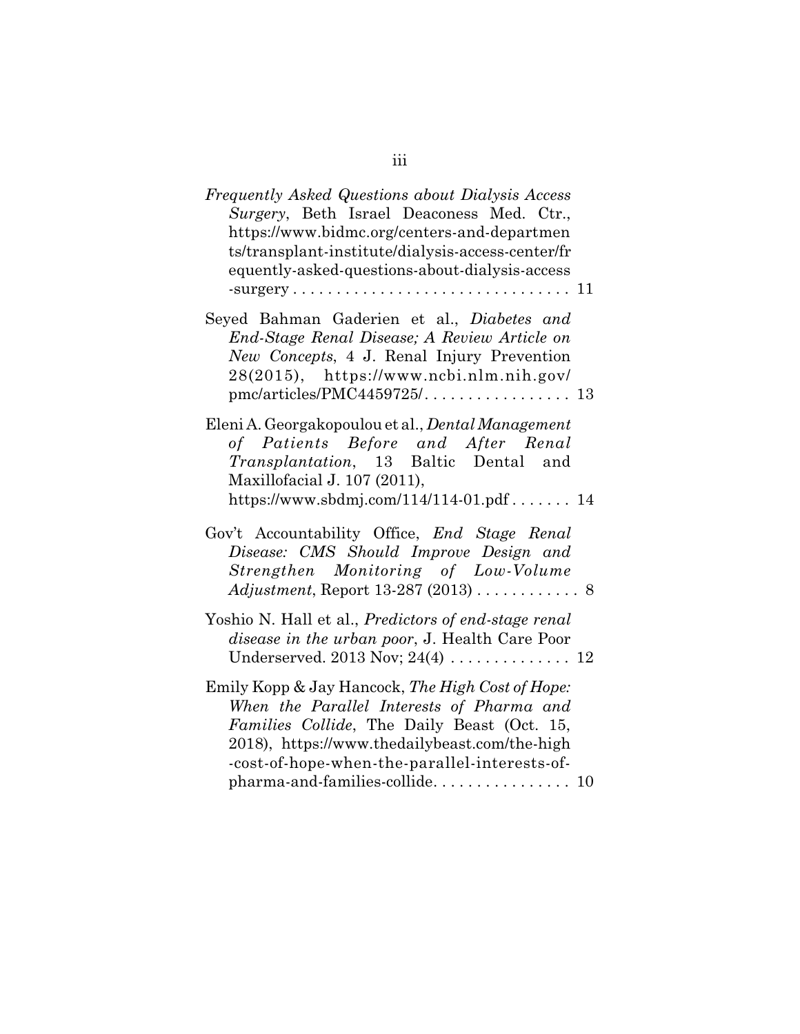*Frequently Asked Questions about Dialysis Access Surgery*, Beth Israel Deaconess Med. Ctr., https://www.bidmc.org/centers-and-departments/transplant-institute/dialysis-access-center/frequently-asked-questions-about-dialysis-access-surgery . . . . . . . . . . . . . . . . . . . . . . . . . . . . . . . . 11

Seyed Bahman Gaderien et al., *Diabetes and End-Stage Renal Disease; A Review Article on New Concepts*, 4 J. Renal Injury Prevention 28(2015), https://www.ncbi.nlm.nih.gov/pmc/articles/PMC4459725/. . . . . . . . . . . . . . . . . 13

Eleni A. Georgakopoulou et al., *Dental Management of Patients Before and After Renal Transplantation*, 13 Baltic Dental and Maxillofacial J. 107 (2011), https://www.sbdmj.com/114/114-01.pdf . . . . . . . 14

Gov't Accountability Office, *End Stage Renal Disease: CMS Should Improve Design and Strengthen Monitoring of Low-Volume Adjustment*, Report 13-287 (2013) . . . . . . . . . . . . 8

Yoshio N. Hall et al., *Predictors of end-stage renal disease in the urban poor*, J. Health Care Poor Underserved. 2013 Nov; 24(4) . . . . . . . . . . . . . . 12

Emily Kopp & Jay Hancock, *The High Cost of Hope: When the Parallel Interests of Pharma and Families Collide*, The Daily Beast (Oct. 15, 2018), https://www.thedailybeast.com/the-high-cost-of-hope-when-the-parallel-interests-of-pharma-and-families-collide. . . . . . . . . . . . . . . . 10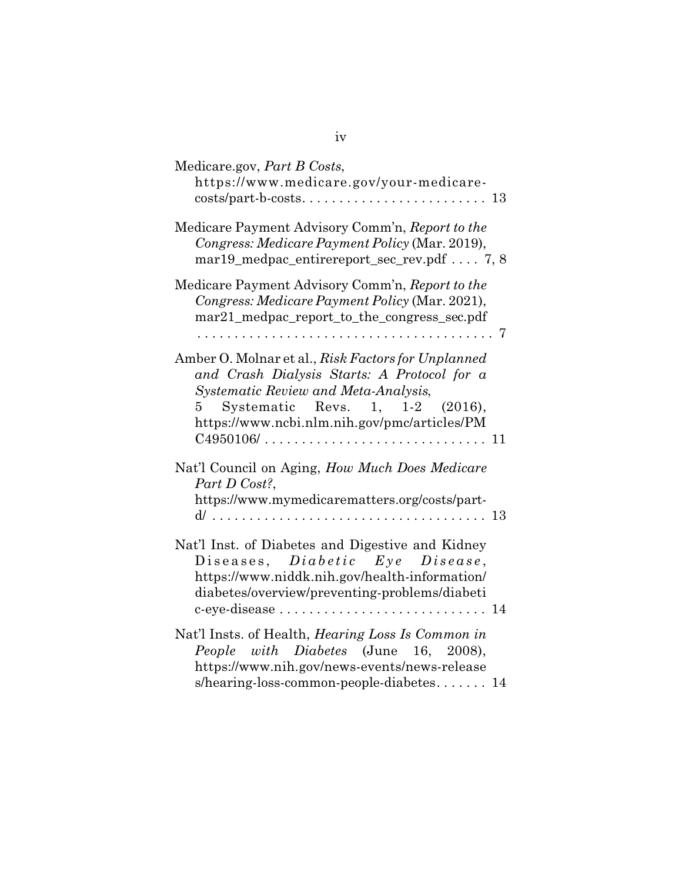Medicare.gov, *Part B Costs*, https://www.medicare.gov/your-medicare-costs/part-b-costs. . . . . . . . . . . . . . . . . . . . . . . . . 13

Medicare Payment Advisory Comm'n, *Report to the Congress: Medicare Payment Policy* (Mar. 2019), mar19_medpac_entirereport_sec_rev.pdf . . . . 7, 8

Medicare Payment Advisory Comm'n, *Report to the Congress: Medicare Payment Policy* (Mar. 2021), mar21_medpac_report_to_the_congress_sec.pdf . . . . . . . . . . . . . . . . . . . . . . . . . . . . . . . . . . . . . . . 7

Amber O. Molnar et al., *Risk Factors for Unplanned and Crash Dialysis Starts: A Protocol for a Systematic Review and Meta-Analysis*, 5 Systematic Revs. 1, 1-2 (2016), https://www.ncbi.nlm.nih.gov/pmc/articles/PMC4950106/ . . . . . . . . . . . . . . . . . . . . . . . . . . . . . . 11

Nat'l Council on Aging, *How Much Does Medicare Part D Cost?*, https://www.mymedicarematters.org/costs/part-d/ . . . . . . . . . . . . . . . . . . . . . . . . . . . . . . . . . . . . 13

Nat'l Inst. of Diabetes and Digestive and Kidney Diseases, *Diabetic Eye Disease*, https://www.niddk.nih.gov/health-information/diabetes/overview/preventing-problems/diabetic-eye-disease . . . . . . . . . . . . . . . . . . . . . . . . . . . 14

Nat'l Insts. of Health, *Hearing Loss Is Common in People with Diabetes* (June 16, 2008), https://www.nih.gov/news-events/news-releases/hearing-loss-common-people-diabetes. . . . . . . 14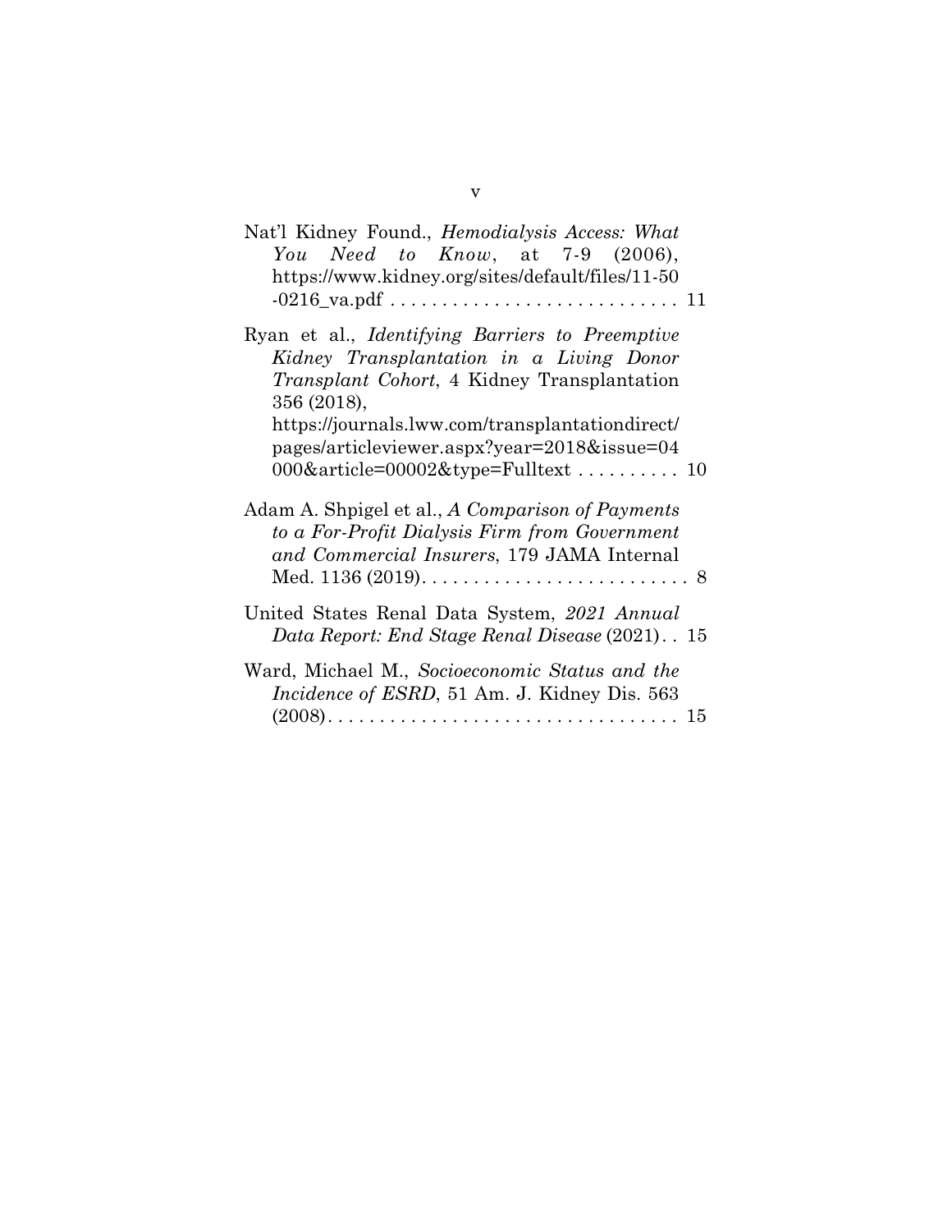Nat'l Kidney Found., *Hemodialysis Access: What You Need to Know*, at 7-9 (2006), https://www.kidney.org/sites/default/files/11-50-0216_va.pdf . . . . . . . . . . . . . . . . . . . . . . . . . . . . 11

Ryan et al., *Identifying Barriers to Preemptive Kidney Transplantation in a Living Donor Transplant Cohort*, 4 Kidney Transplantation 356 (2018), https://journals.lww.com/transplantationdirect/pages/articleviewer.aspx?year=2018&issue=04000&article=00002&type=Fulltext . . . . . . . . . . 10

Adam A. Shpigel et al., *A Comparison of Payments to a For-Profit Dialysis Firm from Government and Commercial Insurers*, 179 JAMA Internal Med. 1136 (2019). . . . . . . . . . . . . . . . . . . . . . . . . . 8

United States Renal Data System, *2021 Annual Data Report: End Stage Renal Disease* (2021) . . 15

Ward, Michael M., *Socioeconomic Status and the Incidence of ESRD*, 51 Am. J. Kidney Dis. 563 (2008). . . . . . . . . . . . . . . . . . . . . . . . . . . . . . . . . 15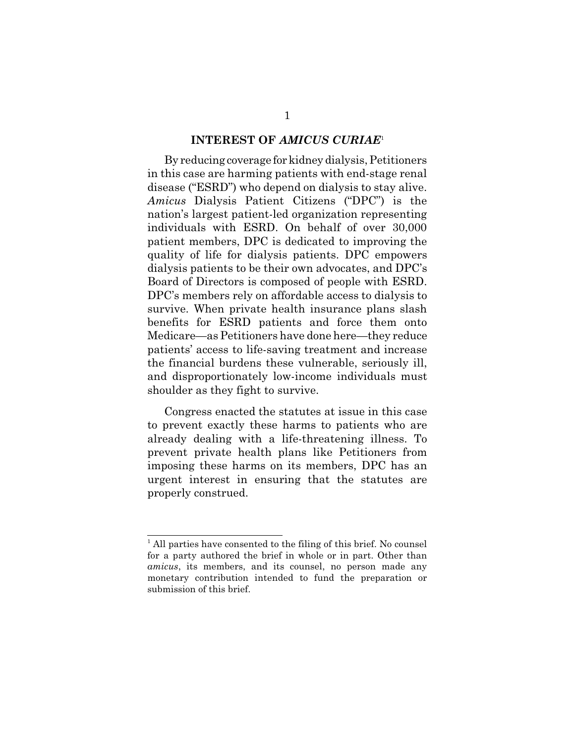## INTEREST OF *AMICUS CURIAE*[1]

By reducing coverage for kidney dialysis, Petitioners in this case are harming patients with end-stage renal disease ("ESRD") who depend on dialysis to stay alive. *Amicus* Dialysis Patient Citizens ("DPC") is the nation's largest patient-led organization representing individuals with ESRD. On behalf of over 30,000 patient members, DPC is dedicated to improving the quality of life for dialysis patients. DPC empowers dialysis patients to be their own advocates, and DPC's Board of Directors is composed of people with ESRD. DPC's members rely on affordable access to dialysis to survive. When private health insurance plans slash benefits for ESRD patients and force them onto Medicare—as Petitioners have done here—they reduce patients' access to life-saving treatment and increase the financial burdens these vulnerable, seriously ill, and disproportionately low-income individuals must shoulder as they fight to survive.

Congress enacted the statutes at issue in this case to prevent exactly these harms to patients who are already dealing with a life-threatening illness. To prevent private health plans like Petitioners from imposing these harms on its members, DPC has an urgent interest in ensuring that the statutes are properly construed.

---

[1] All parties have consented to the filing of this brief. No counsel for a party authored the brief in whole or in part. Other than *amicus*, its members, and its counsel, no person made any monetary contribution intended to fund the preparation or submission of this brief.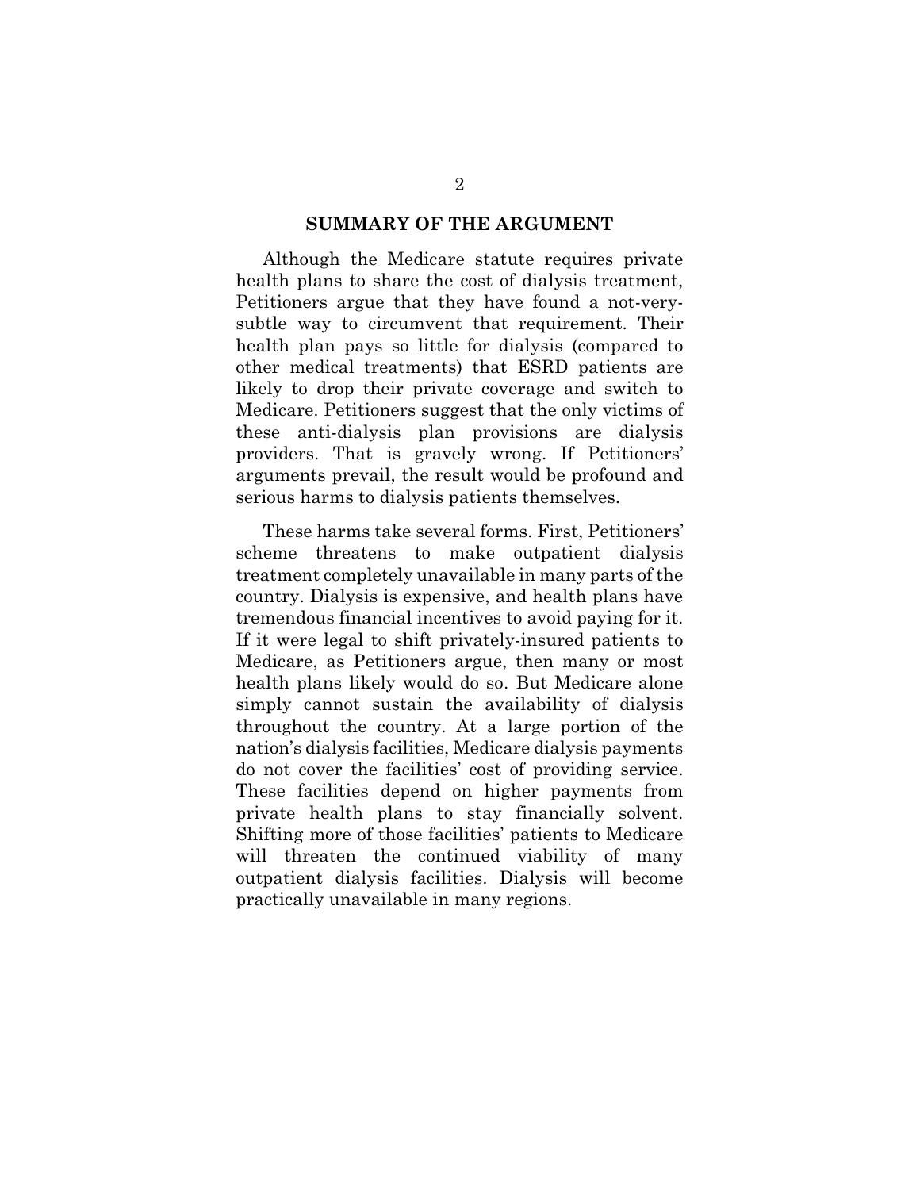## SUMMARY OF THE ARGUMENT

Although the Medicare statute requires private health plans to share the cost of dialysis treatment, Petitioners argue that they have found a not-very-subtle way to circumvent that requirement. Their health plan pays so little for dialysis (compared to other medical treatments) that ESRD patients are likely to drop their private coverage and switch to Medicare. Petitioners suggest that the only victims of these anti-dialysis plan provisions are dialysis providers. That is gravely wrong. If Petitioners' arguments prevail, the result would be profound and serious harms to dialysis patients themselves.

These harms take several forms. First, Petitioners' scheme threatens to make outpatient dialysis treatment completely unavailable in many parts of the country. Dialysis is expensive, and health plans have tremendous financial incentives to avoid paying for it. If it were legal to shift privately-insured patients to Medicare, as Petitioners argue, then many or most health plans likely would do so. But Medicare alone simply cannot sustain the availability of dialysis throughout the country. At a large portion of the nation's dialysis facilities, Medicare dialysis payments do not cover the facilities' cost of providing service. These facilities depend on higher payments from private health plans to stay financially solvent. Shifting more of those facilities' patients to Medicare will threaten the continued viability of many outpatient dialysis facilities. Dialysis will become practically unavailable in many regions.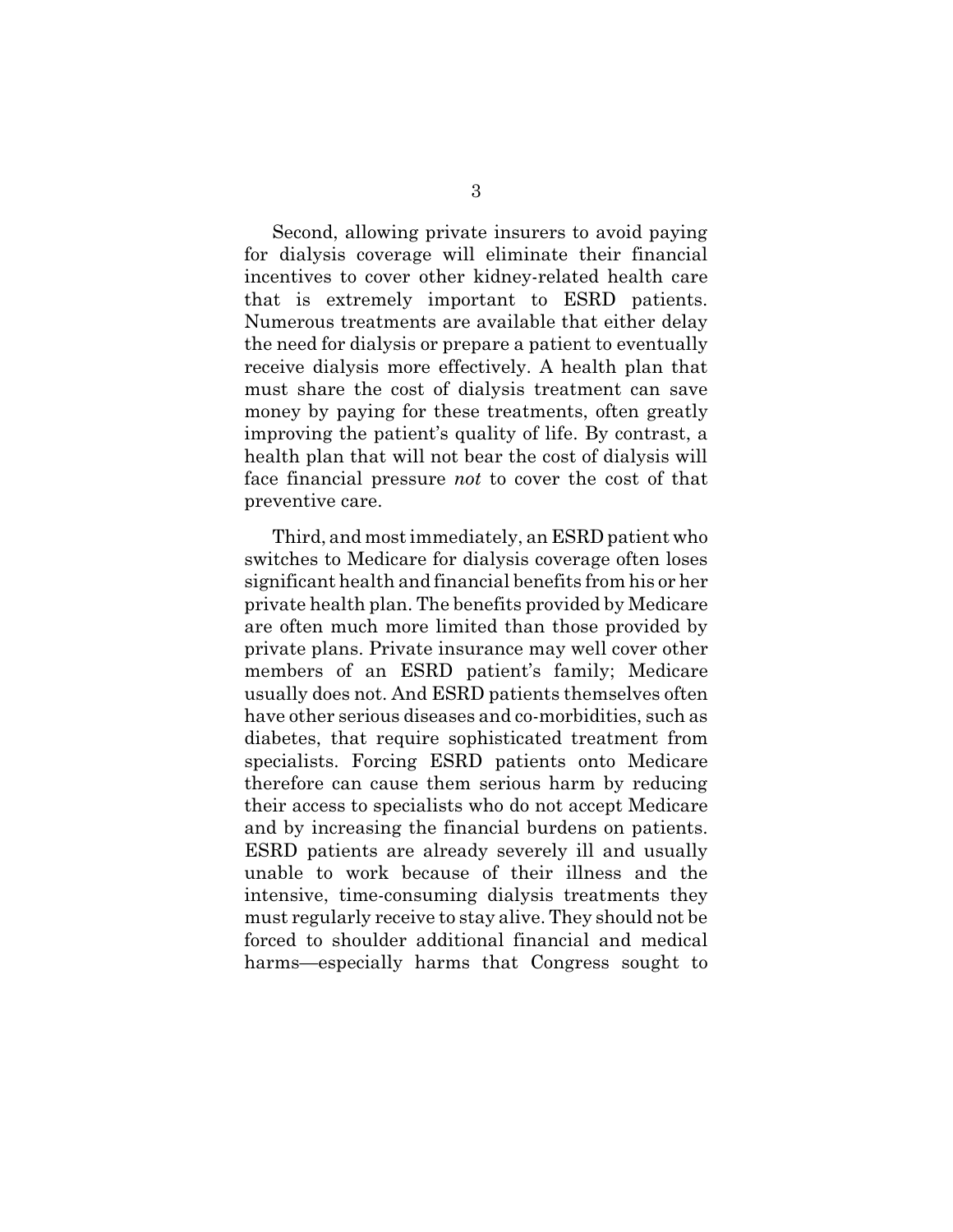Second, allowing private insurers to avoid paying for dialysis coverage will eliminate their financial incentives to cover other kidney-related health care that is extremely important to ESRD patients. Numerous treatments are available that either delay the need for dialysis or prepare a patient to eventually receive dialysis more effectively. A health plan that must share the cost of dialysis treatment can save money by paying for these treatments, often greatly improving the patient's quality of life. By contrast, a health plan that will not bear the cost of dialysis will face financial pressure *not* to cover the cost of that preventive care.

Third, and most immediately, an ESRD patient who switches to Medicare for dialysis coverage often loses significant health and financial benefits from his or her private health plan. The benefits provided by Medicare are often much more limited than those provided by private plans. Private insurance may well cover other members of an ESRD patient's family; Medicare usually does not. And ESRD patients themselves often have other serious diseases and co-morbidities, such as diabetes, that require sophisticated treatment from specialists. Forcing ESRD patients onto Medicare therefore can cause them serious harm by reducing their access to specialists who do not accept Medicare and by increasing the financial burdens on patients. ESRD patients are already severely ill and usually unable to work because of their illness and the intensive, time-consuming dialysis treatments they must regularly receive to stay alive. They should not be forced to shoulder additional financial and medical harms—especially harms that Congress sought to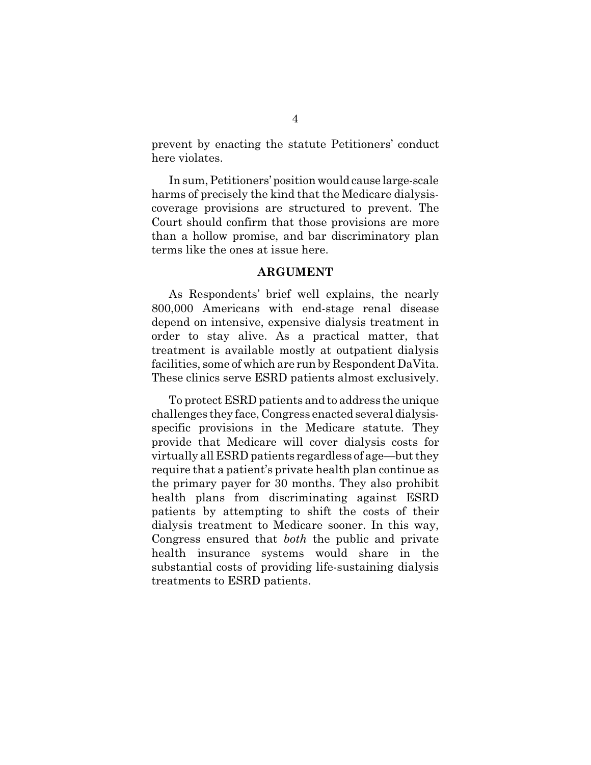prevent by enacting the statute Petitioners' conduct here violates.

In sum, Petitioners' position would cause large-scale harms of precisely the kind that the Medicare dialysis-coverage provisions are structured to prevent. The Court should confirm that those provisions are more than a hollow promise, and bar discriminatory plan terms like the ones at issue here.

## ARGUMENT

As Respondents' brief well explains, the nearly 800,000 Americans with end-stage renal disease depend on intensive, expensive dialysis treatment in order to stay alive. As a practical matter, that treatment is available mostly at outpatient dialysis facilities, some of which are run by Respondent DaVita. These clinics serve ESRD patients almost exclusively.

To protect ESRD patients and to address the unique challenges they face, Congress enacted several dialysis-specific provisions in the Medicare statute. They provide that Medicare will cover dialysis costs for virtually all ESRD patients regardless of age—but they require that a patient's private health plan continue as the primary payer for 30 months. They also prohibit health plans from discriminating against ESRD patients by attempting to shift the costs of their dialysis treatment to Medicare sooner. In this way, Congress ensured that *both* the public and private health insurance systems would share in the substantial costs of providing life-sustaining dialysis treatments to ESRD patients.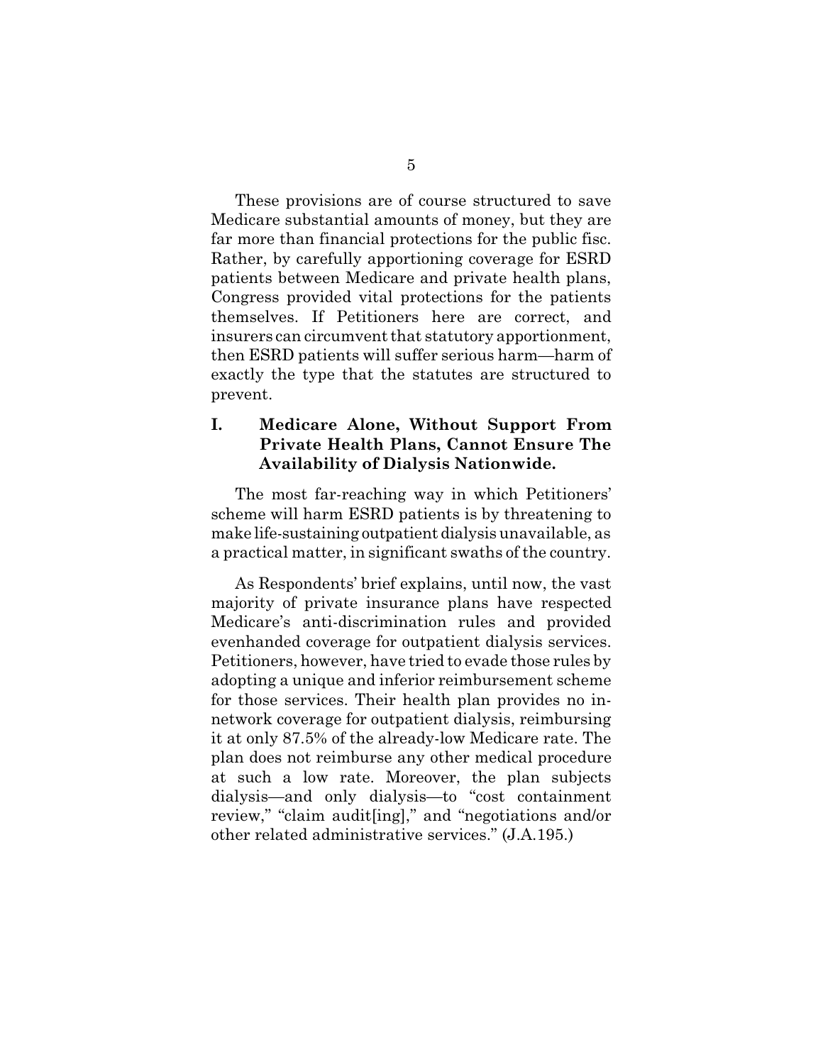These provisions are of course structured to save Medicare substantial amounts of money, but they are far more than financial protections for the public fisc. Rather, by carefully apportioning coverage for ESRD patients between Medicare and private health plans, Congress provided vital protections for the patients themselves. If Petitioners here are correct, and insurers can circumvent that statutory apportionment, then ESRD patients will suffer serious harm—harm of exactly the type that the statutes are structured to prevent.

## I. Medicare Alone, Without Support From Private Health Plans, Cannot Ensure The Availability of Dialysis Nationwide.

The most far-reaching way in which Petitioners' scheme will harm ESRD patients is by threatening to make life-sustaining outpatient dialysis unavailable, as a practical matter, in significant swaths of the country.

As Respondents' brief explains, until now, the vast majority of private insurance plans have respected Medicare's anti-discrimination rules and provided evenhanded coverage for outpatient dialysis services. Petitioners, however, have tried to evade those rules by adopting a unique and inferior reimbursement scheme for those services. Their health plan provides no in-network coverage for outpatient dialysis, reimbursing it at only 87.5% of the already-low Medicare rate. The plan does not reimburse any other medical procedure at such a low rate. Moreover, the plan subjects dialysis—and only dialysis—to "cost containment review," "claim audit[ing]," and "negotiations and/or other related administrative services." (J.A.195.)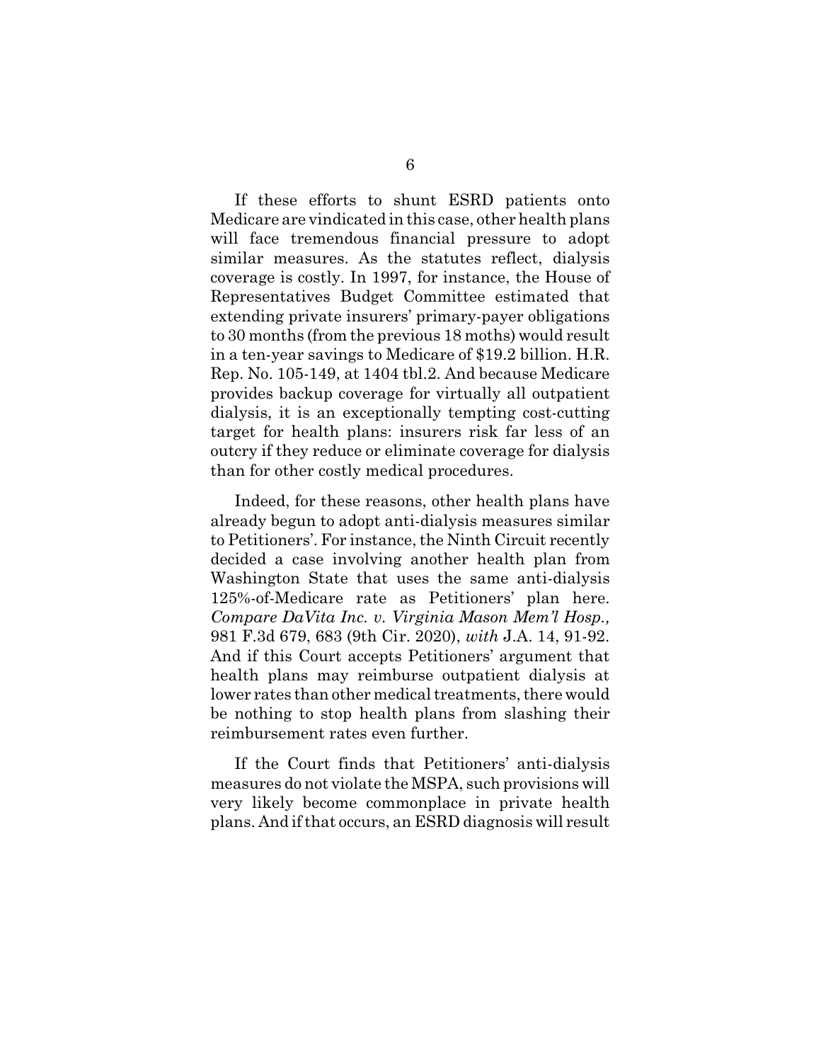If these efforts to shunt ESRD patients onto Medicare are vindicated in this case, other health plans will face tremendous financial pressure to adopt similar measures. As the statutes reflect, dialysis coverage is costly. In 1997, for instance, the House of Representatives Budget Committee estimated that extending private insurers' primary-payer obligations to 30 months (from the previous 18 moths) would result in a ten-year savings to Medicare of $19.2 billion. H.R. Rep. No. 105-149, at 1404 tbl.2. And because Medicare provides backup coverage for virtually all outpatient dialysis, it is an exceptionally tempting cost-cutting target for health plans: insurers risk far less of an outcry if they reduce or eliminate coverage for dialysis than for other costly medical procedures.

Indeed, for these reasons, other health plans have already begun to adopt anti-dialysis measures similar to Petitioners'. For instance, the Ninth Circuit recently decided a case involving another health plan from Washington State that uses the same anti-dialysis 125%-of-Medicare rate as Petitioners' plan here. *Compare DaVita Inc. v. Virginia Mason Mem'l Hosp.,* 981 F.3d 679, 683 (9th Cir. 2020), *with* J.A. 14, 91-92. And if this Court accepts Petitioners' argument that health plans may reimburse outpatient dialysis at lower rates than other medical treatments, there would be nothing to stop health plans from slashing their reimbursement rates even further.

If the Court finds that Petitioners' anti-dialysis measures do not violate the MSPA, such provisions will very likely become commonplace in private health plans. And if that occurs, an ESRD diagnosis will result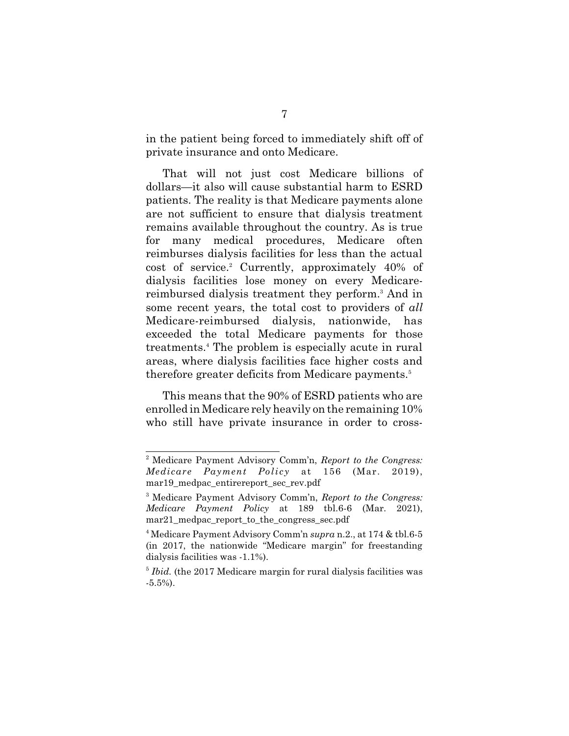in the patient being forced to immediately shift off of private insurance and onto Medicare.

That will not just cost Medicare billions of dollars—it also will cause substantial harm to ESRD patients. The reality is that Medicare payments alone are not sufficient to ensure that dialysis treatment remains available throughout the country. As is true for many medical procedures, Medicare often reimburses dialysis facilities for less than the actual cost of service.[2] Currently, approximately 40% of dialysis facilities lose money on every Medicare-reimbursed dialysis treatment they perform.[3] And in some recent years, the total cost to providers of *all* Medicare-reimbursed dialysis, nationwide, has exceeded the total Medicare payments for those treatments.[4] The problem is especially acute in rural areas, where dialysis facilities face higher costs and therefore greater deficits from Medicare payments.[5]

This means that the 90% of ESRD patients who are enrolled in Medicare rely heavily on the remaining 10% who still have private insurance in order to cross-

---

[2] Medicare Payment Advisory Comm'n, *Report to the Congress: Medicare Payment Policy* at 156 (Mar. 2019), mar19_medpac_entirereport_sec_rev.pdf

[3] Medicare Payment Advisory Comm'n, *Report to the Congress: Medicare Payment Policy* at 189 tbl.6-6 (Mar. 2021), mar21_medpac_report_to_the_congress_sec.pdf

[4] Medicare Payment Advisory Comm'n *supra* n.2., at 174 & tbl.6-5 (in 2017, the nationwide "Medicare margin" for freestanding dialysis facilities was -1.1%).

[5] *Ibid.* (the 2017 Medicare margin for rural dialysis facilities was -5.5%).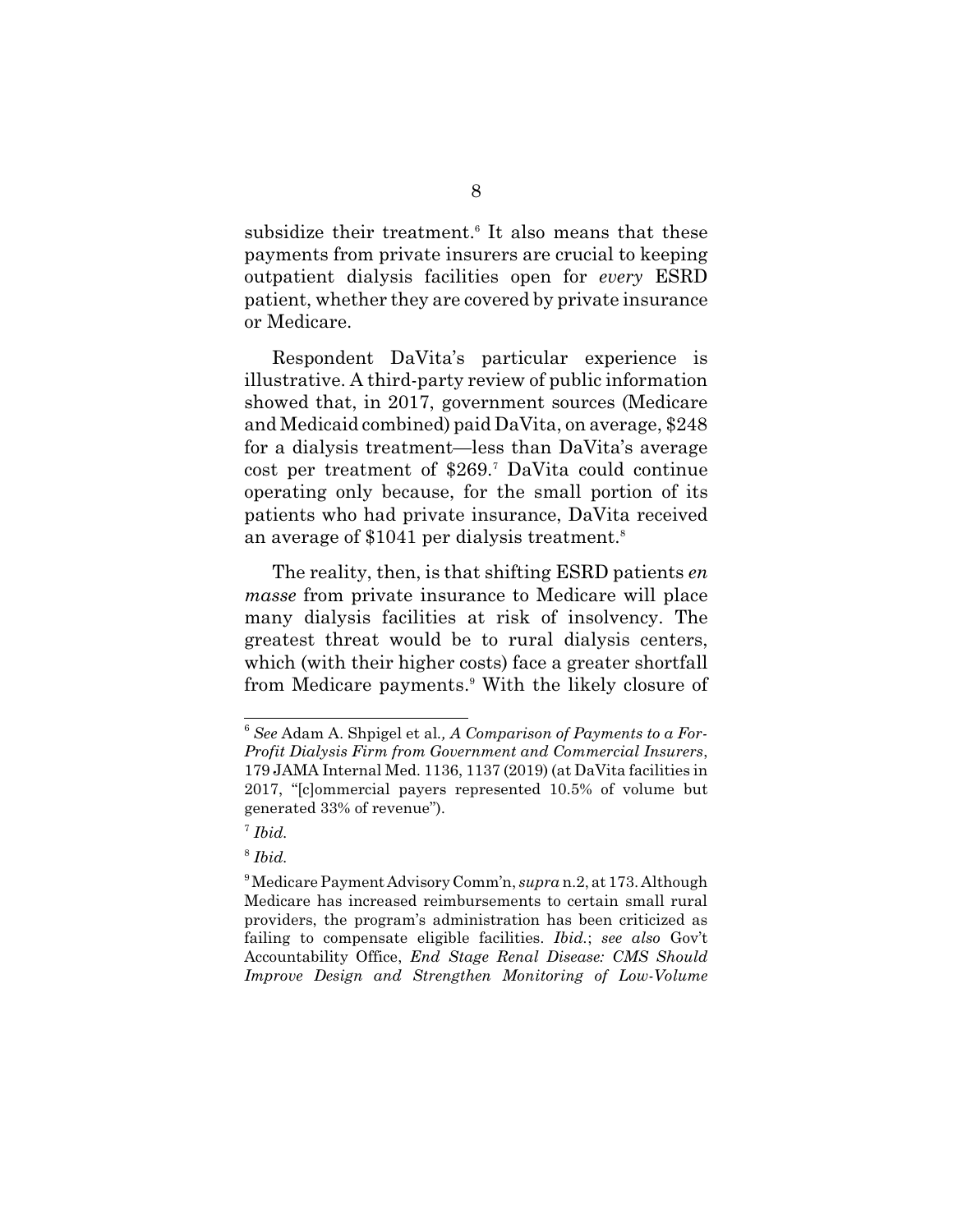subsidize their treatment.[6] It also means that these payments from private insurers are crucial to keeping outpatient dialysis facilities open for *every* ESRD patient, whether they are covered by private insurance or Medicare.

Respondent DaVita's particular experience is illustrative. A third-party review of public information showed that, in 2017, government sources (Medicare and Medicaid combined) paid DaVita, on average, $248 for a dialysis treatment—less than DaVita's average cost per treatment of $269.[7] DaVita could continue operating only because, for the small portion of its patients who had private insurance, DaVita received an average of $1041 per dialysis treatment.[8]

The reality, then, is that shifting ESRD patients *en masse* from private insurance to Medicare will place many dialysis facilities at risk of insolvency. The greatest threat would be to rural dialysis centers, which (with their higher costs) face a greater shortfall from Medicare payments.[9] With the likely closure of

---

[6] *See* Adam A. Shpigel et al*., A Comparison of Payments to a For-Profit Dialysis Firm from Government and Commercial Insurers*, 179 JAMA Internal Med. 1136, 1137 (2019) (at DaVita facilities in 2017, "[c]ommercial payers represented 10.5% of volume but generated 33% of revenue").

[7] *Ibid.*

[8] *Ibid.*

[9] Medicare Payment Advisory Comm'n, *supra* n.2, at 173. Although Medicare has increased reimbursements to certain small rural providers, the program's administration has been criticized as failing to compensate eligible facilities. *Ibid.*; *see also* Gov't Accountability Office, *End Stage Renal Disease: CMS Should Improve Design and Strengthen Monitoring of Low-Volume*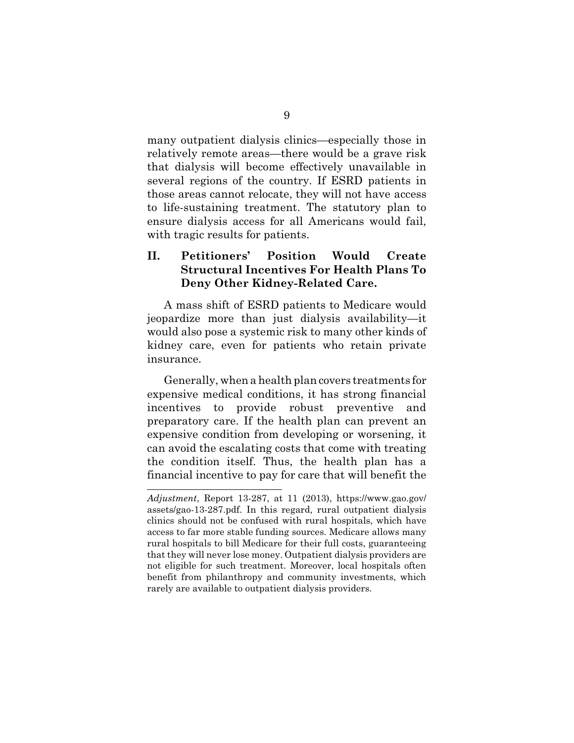many outpatient dialysis clinics—especially those in relatively remote areas—there would be a grave risk that dialysis will become effectively unavailable in several regions of the country. If ESRD patients in those areas cannot relocate, they will not have access to life-sustaining treatment. The statutory plan to ensure dialysis access for all Americans would fail, with tragic results for patients.

## II. Petitioners' Position Would Create Structural Incentives For Health Plans To Deny Other Kidney-Related Care.

A mass shift of ESRD patients to Medicare would jeopardize more than just dialysis availability—it would also pose a systemic risk to many other kinds of kidney care, even for patients who retain private insurance.

Generally, when a health plan covers treatments for expensive medical conditions, it has strong financial incentives to provide robust preventive and preparatory care. If the health plan can prevent an expensive condition from developing or worsening, it can avoid the escalating costs that come with treating the condition itself. Thus, the health plan has a financial incentive to pay for care that will benefit the

---

*Adjustment*, Report 13-287, at 11 (2013), https://www.gao.gov/assets/gao-13-287.pdf. In this regard, rural outpatient dialysis clinics should not be confused with rural hospitals, which have access to far more stable funding sources. Medicare allows many rural hospitals to bill Medicare for their full costs, guaranteeing that they will never lose money. Outpatient dialysis providers are not eligible for such treatment. Moreover, local hospitals often benefit from philanthropy and community investments, which rarely are available to outpatient dialysis providers.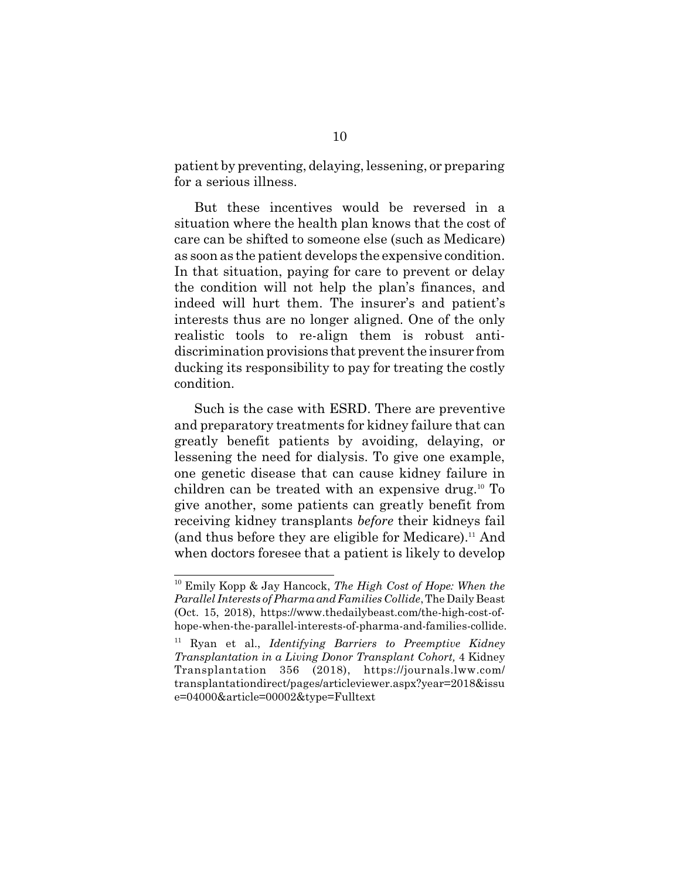patient by preventing, delaying, lessening, or preparing for a serious illness.

But these incentives would be reversed in a situation where the health plan knows that the cost of care can be shifted to someone else (such as Medicare) as soon as the patient develops the expensive condition. In that situation, paying for care to prevent or delay the condition will not help the plan's finances, and indeed will hurt them. The insurer's and patient's interests thus are no longer aligned. One of the only realistic tools to re-align them is robust anti-discrimination provisions that prevent the insurer from ducking its responsibility to pay for treating the costly condition.

Such is the case with ESRD. There are preventive and preparatory treatments for kidney failure that can greatly benefit patients by avoiding, delaying, or lessening the need for dialysis. To give one example, one genetic disease that can cause kidney failure in children can be treated with an expensive drug.[10] To give another, some patients can greatly benefit from receiving kidney transplants *before* their kidneys fail (and thus before they are eligible for Medicare).[11] And when doctors foresee that a patient is likely to develop

---

[10] Emily Kopp & Jay Hancock, *The High Cost of Hope: When the Parallel Interests of Pharma and Families Collide*, The Daily Beast (Oct. 15, 2018), https://www.thedailybeast.com/the-high-cost-of-hope-when-the-parallel-interests-of-pharma-and-families-collide.

[11] Ryan et al., *Identifying Barriers to Preemptive Kidney Transplantation in a Living Donor Transplant Cohort,* 4 Kidney Transplantation 356 (2018), https://journals.lww.com/transplantationdirect/pages/articleviewer.aspx?year=2018&issue=04000&article=00002&type=Fulltext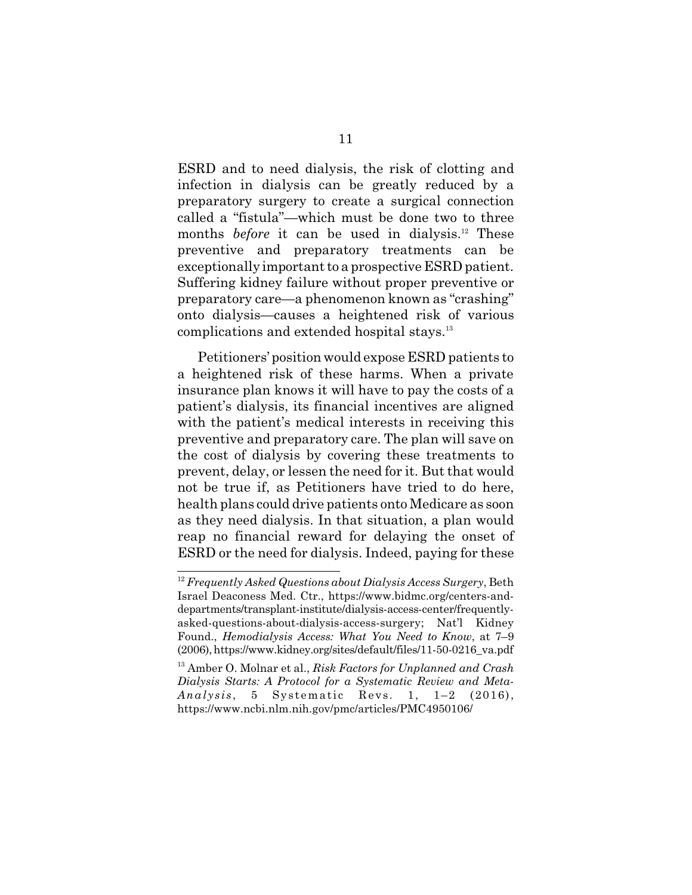ESRD and to need dialysis, the risk of clotting and infection in dialysis can be greatly reduced by a preparatory surgery to create a surgical connection called a "fistula"—which must be done two to three months *before* it can be used in dialysis.[12] These preventive and preparatory treatments can be exceptionally important to a prospective ESRD patient. Suffering kidney failure without proper preventive or preparatory care—a phenomenon known as "crashing" onto dialysis—causes a heightened risk of various complications and extended hospital stays.[13]

Petitioners' position would expose ESRD patients to a heightened risk of these harms. When a private insurance plan knows it will have to pay the costs of a patient's dialysis, its financial incentives are aligned with the patient's medical interests in receiving this preventive and preparatory care. The plan will save on the cost of dialysis by covering these treatments to prevent, delay, or lessen the need for it. But that would not be true if, as Petitioners have tried to do here, health plans could drive patients onto Medicare as soon as they need dialysis. In that situation, a plan would reap no financial reward for delaying the onset of ESRD or the need for dialysis. Indeed, paying for these

---

[12] *Frequently Asked Questions about Dialysis Access Surgery*, Beth Israel Deaconess Med. Ctr., https://www.bidmc.org/centers-and-departments/transplant-institute/dialysis-access-center/frequently-asked-questions-about-dialysis-access-surgery; Nat'l Kidney Found., *Hemodialysis Access: What You Need to Know*, at 7–9 (2006), https://www.kidney.org/sites/default/files/11-50-0216_va.pdf

[13] Amber O. Molnar et al., *Risk Factors for Unplanned and Crash Dialysis Starts: A Protocol for a Systematic Review and Meta-Analysis*, 5 Systematic Revs. 1, 1–2 (2016), https://www.ncbi.nlm.nih.gov/pmc/articles/PMC4950106/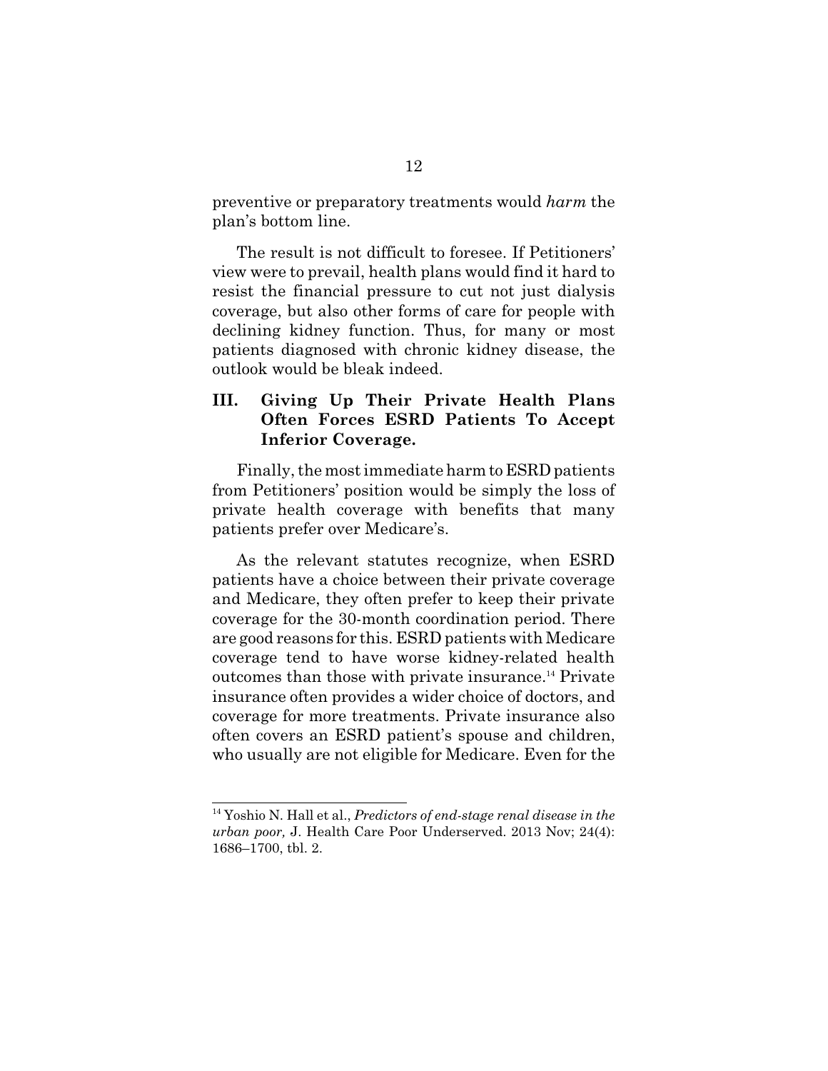preventive or preparatory treatments would *harm* the plan's bottom line.

The result is not difficult to foresee. If Petitioners' view were to prevail, health plans would find it hard to resist the financial pressure to cut not just dialysis coverage, but also other forms of care for people with declining kidney function. Thus, for many or most patients diagnosed with chronic kidney disease, the outlook would be bleak indeed.

## III. Giving Up Their Private Health Plans Often Forces ESRD Patients To Accept Inferior Coverage.

Finally, the most immediate harm to ESRD patients from Petitioners' position would be simply the loss of private health coverage with benefits that many patients prefer over Medicare's.

As the relevant statutes recognize, when ESRD patients have a choice between their private coverage and Medicare, they often prefer to keep their private coverage for the 30-month coordination period. There are good reasons for this. ESRD patients with Medicare coverage tend to have worse kidney-related health outcomes than those with private insurance.[14] Private insurance often provides a wider choice of doctors, and coverage for more treatments. Private insurance also often covers an ESRD patient's spouse and children, who usually are not eligible for Medicare. Even for the

---

[14] Yoshio N. Hall et al., *Predictors of end-stage renal disease in the urban poor,* J. Health Care Poor Underserved. 2013 Nov; 24(4): 1686–1700, tbl. 2.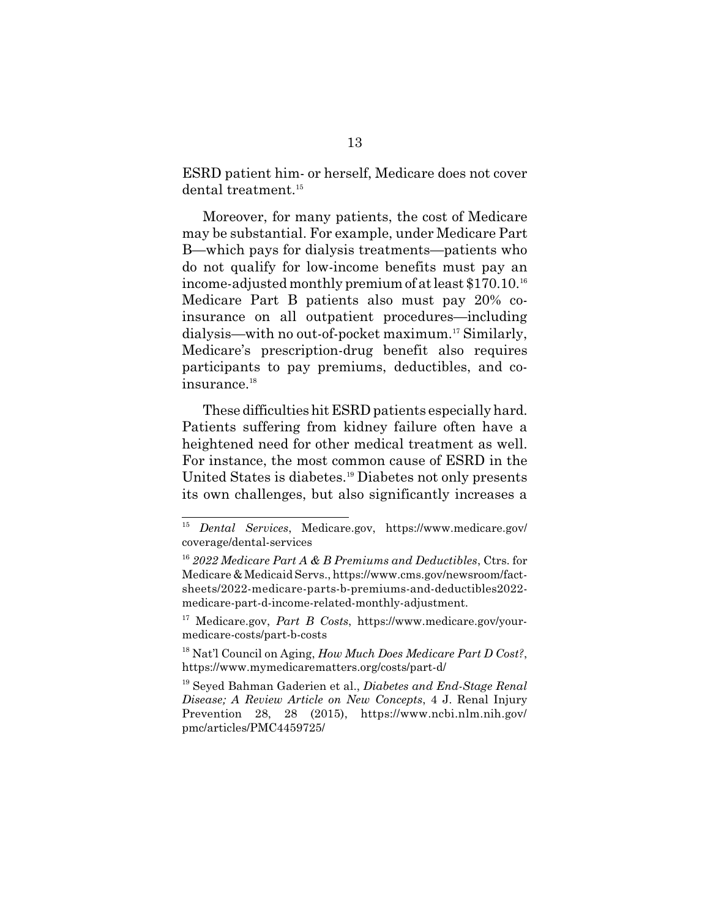ESRD patient him- or herself, Medicare does not cover dental treatment.[15]

Moreover, for many patients, the cost of Medicare may be substantial. For example, under Medicare Part B—which pays for dialysis treatments—patients who do not qualify for low-income benefits must pay an income-adjusted monthly premium of at least $170.10.[16] Medicare Part B patients also must pay 20% co-insurance on all outpatient procedures—including dialysis—with no out-of-pocket maximum.[17] Similarly, Medicare's prescription-drug benefit also requires participants to pay premiums, deductibles, and co-insurance.[18]

These difficulties hit ESRD patients especially hard. Patients suffering from kidney failure often have a heightened need for other medical treatment as well. For instance, the most common cause of ESRD in the United States is diabetes.[19] Diabetes not only presents its own challenges, but also significantly increases a

---

[15] *Dental Services*, Medicare.gov, https://www.medicare.gov/coverage/dental-services

[16] *2022 Medicare Part A & B Premiums and Deductibles*, Ctrs. for Medicare & Medicaid Servs., https://www.cms.gov/newsroom/fact-sheets/2022-medicare-parts-b-premiums-and-deductibles2022-medicare-part-d-income-related-monthly-adjustment.

[17] Medicare.gov, *Part B Costs*, https://www.medicare.gov/your-medicare-costs/part-b-costs

[18] Nat'l Council on Aging, *How Much Does Medicare Part D Cost?*, https://www.mymedicarematters.org/costs/part-d/

[19] Seyed Bahman Gaderien et al., *Diabetes and End-Stage Renal Disease; A Review Article on New Concepts*, 4 J. Renal Injury Prevention 28, 28 (2015), https://www.ncbi.nlm.nih.gov/pmc/articles/PMC4459725/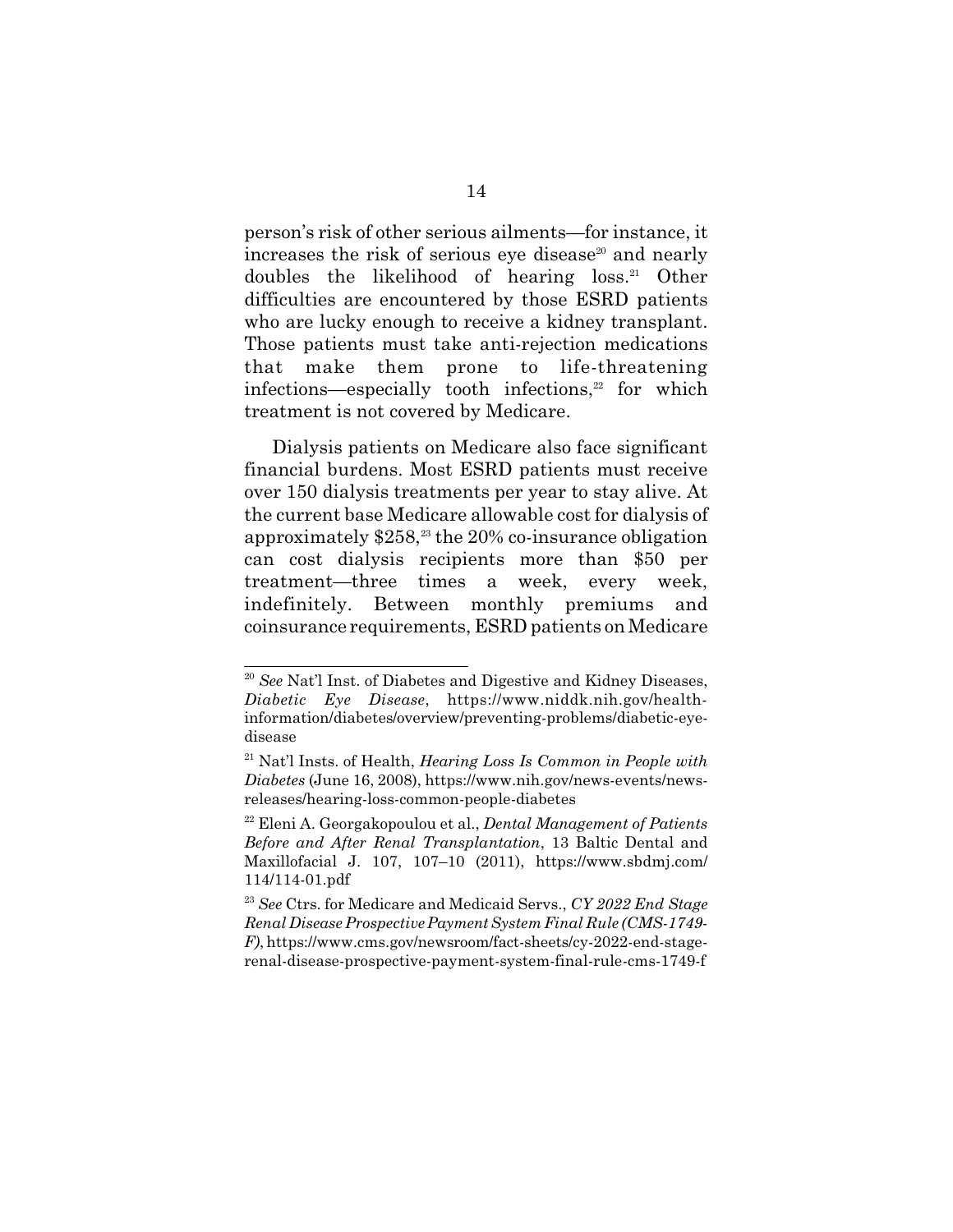person's risk of other serious ailments—for instance, it increases the risk of serious eye disease[20] and nearly doubles the likelihood of hearing loss.[21] Other difficulties are encountered by those ESRD patients who are lucky enough to receive a kidney transplant. Those patients must take anti-rejection medications that make them prone to life-threatening infections—especially tooth infections,[22] for which treatment is not covered by Medicare.

Dialysis patients on Medicare also face significant financial burdens. Most ESRD patients must receive over 150 dialysis treatments per year to stay alive. At the current base Medicare allowable cost for dialysis of approximately $258,[23] the 20% co-insurance obligation can cost dialysis recipients more than $50 per treatment—three times a week, every week, indefinitely. Between monthly premiums and coinsurance requirements, ESRD patients on Medicare

---

[20] *See* Nat'l Inst. of Diabetes and Digestive and Kidney Diseases, *Diabetic Eye Disease*, https://www.niddk.nih.gov/health-information/diabetes/overview/preventing-problems/diabetic-eye-disease

[21] Nat'l Insts. of Health, *Hearing Loss Is Common in People with Diabetes* (June 16, 2008), https://www.nih.gov/news-events/news-releases/hearing-loss-common-people-diabetes

[22] Eleni A. Georgakopoulou et al., *Dental Management of Patients Before and After Renal Transplantation*, 13 Baltic Dental and Maxillofacial J. 107, 107–10 (2011), https://www.sbdmj.com/114/114-01.pdf

[23] *See* Ctrs. for Medicare and Medicaid Servs., *CY 2022 End Stage Renal Disease Prospective Payment System Final Rule (CMS-1749-F)*, https://www.cms.gov/newsroom/fact-sheets/cy-2022-end-stage-renal-disease-prospective-payment-system-final-rule-cms-1749-f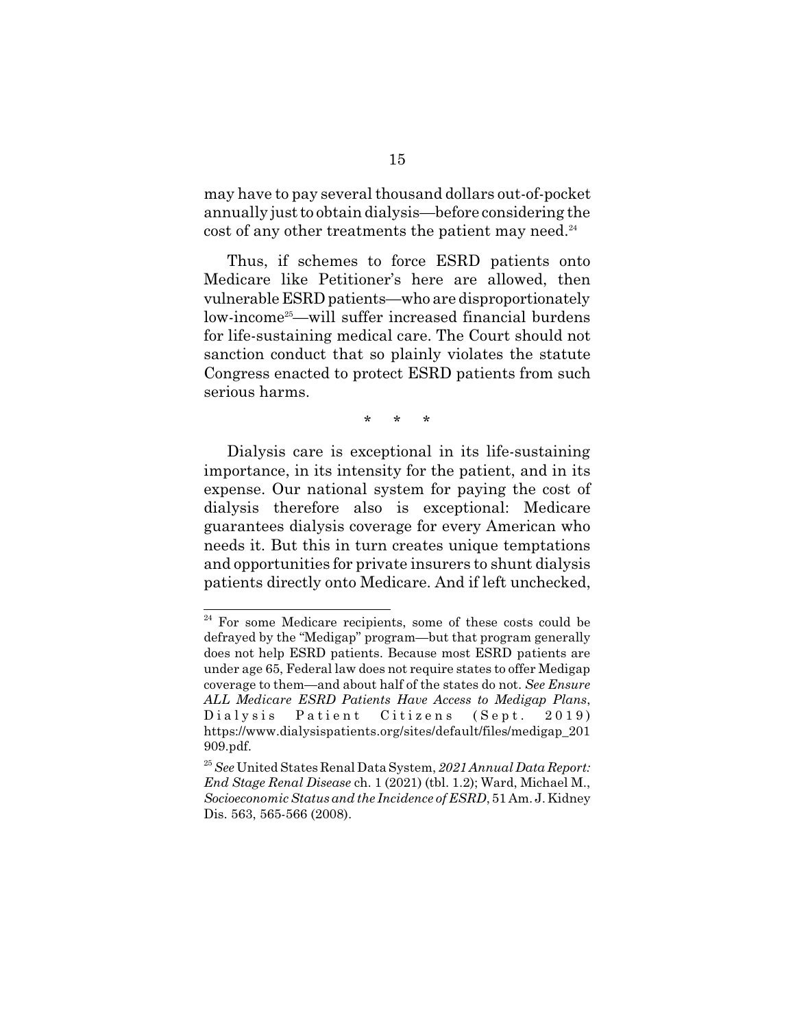may have to pay several thousand dollars out-of-pocket annually just to obtain dialysis—before considering the cost of any other treatments the patient may need.[24]

Thus, if schemes to force ESRD patients onto Medicare like Petitioner's here are allowed, then vulnerable ESRD patients—who are disproportionately low-income[25]—will suffer increased financial burdens for life-sustaining medical care. The Court should not sanction conduct that so plainly violates the statute Congress enacted to protect ESRD patients from such serious harms.

\* \* \*

Dialysis care is exceptional in its life-sustaining importance, in its intensity for the patient, and in its expense. Our national system for paying the cost of dialysis therefore also is exceptional: Medicare guarantees dialysis coverage for every American who needs it. But this in turn creates unique temptations and opportunities for private insurers to shunt dialysis patients directly onto Medicare. And if left unchecked,

---

[24] For some Medicare recipients, some of these costs could be defrayed by the "Medigap" program—but that program generally does not help ESRD patients. Because most ESRD patients are under age 65, Federal law does not require states to offer Medigap coverage to them—and about half of the states do not. *See Ensure ALL Medicare ESRD Patients Have Access to Medigap Plans*, Dialysis Patient Citizens (Sept. 2019) https://www.dialysispatients.org/sites/default/files/medigap_201909.pdf.

[25] *See* United States Renal Data System, *2021 Annual Data Report: End Stage Renal Disease* ch. 1 (2021) (tbl. 1.2); Ward, Michael M., *Socioeconomic Status and the Incidence of ESRD*, 51 Am. J. Kidney Dis. 563, 565-566 (2008).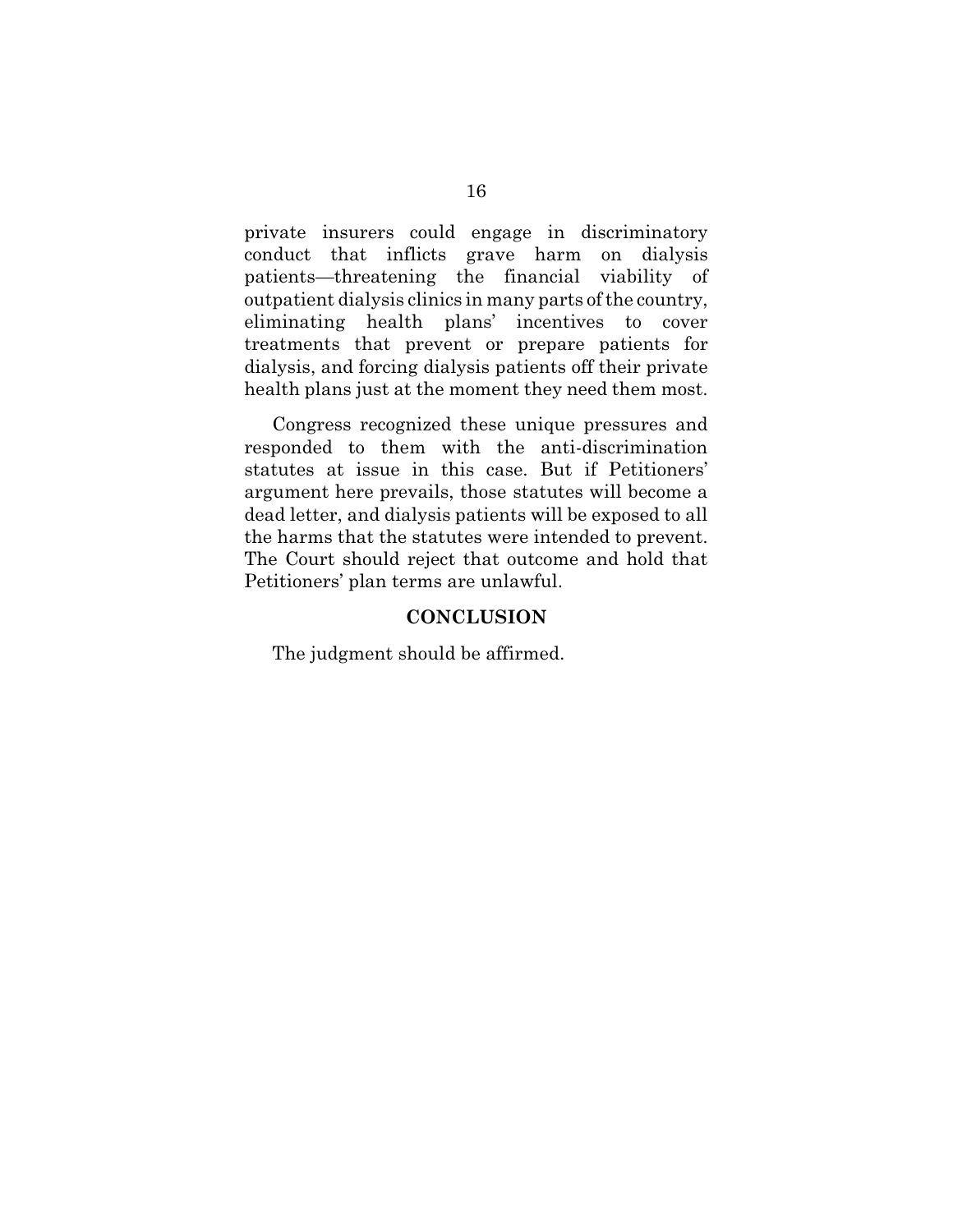private insurers could engage in discriminatory conduct that inflicts grave harm on dialysis patients—threatening the financial viability of outpatient dialysis clinics in many parts of the country, eliminating health plans' incentives to cover treatments that prevent or prepare patients for dialysis, and forcing dialysis patients off their private health plans just at the moment they need them most.

Congress recognized these unique pressures and responded to them with the anti-discrimination statutes at issue in this case. But if Petitioners' argument here prevails, those statutes will become a dead letter, and dialysis patients will be exposed to all the harms that the statutes were intended to prevent. The Court should reject that outcome and hold that Petitioners' plan terms are unlawful.

## CONCLUSION

The judgment should be affirmed.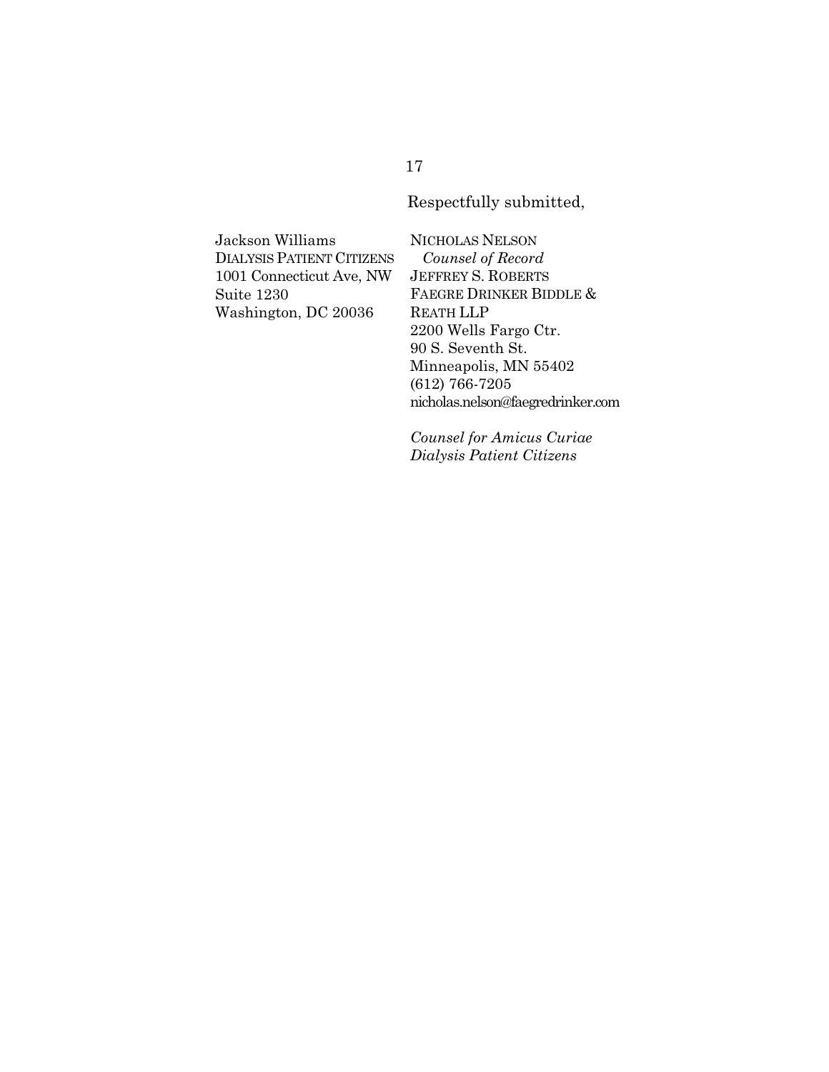Respectfully submitted,

NICHOLAS NELSON
*Counsel of Record*
JEFFREY S. ROBERTS
FAEGRE DRINKER BIDDLE & REATH LLP
2200 Wells Fargo Ctr.
90 S. Seventh St.
Minneapolis, MN 55402
(612) 766-7205
nicholas.nelson@faegredrinker.com

*Counsel for Amicus Curiae Dialysis Patient Citizens*

Jackson Williams
DIALYSIS PATIENT CITIZENS
1001 Connecticut Ave, NW
Suite 1230
Washington, DC 20036